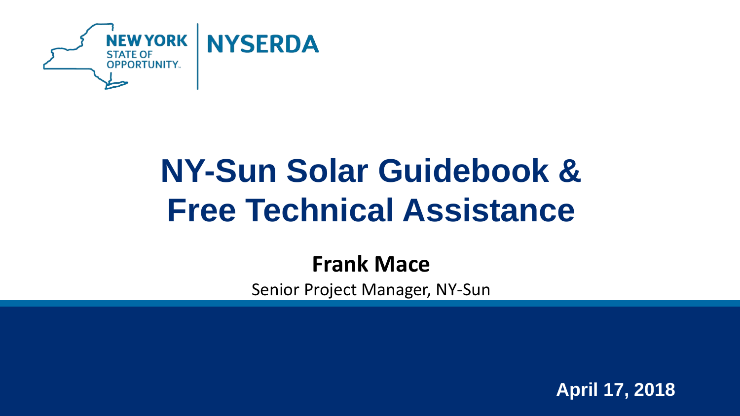NEW YORK STATE OF OPPORTUNITY | NYSERDA

# NY-Sun Solar Guidebook & Free Technical Assistance

**Frank Mace**

Senior Project Manager, NY-Sun

**April 17, 2018**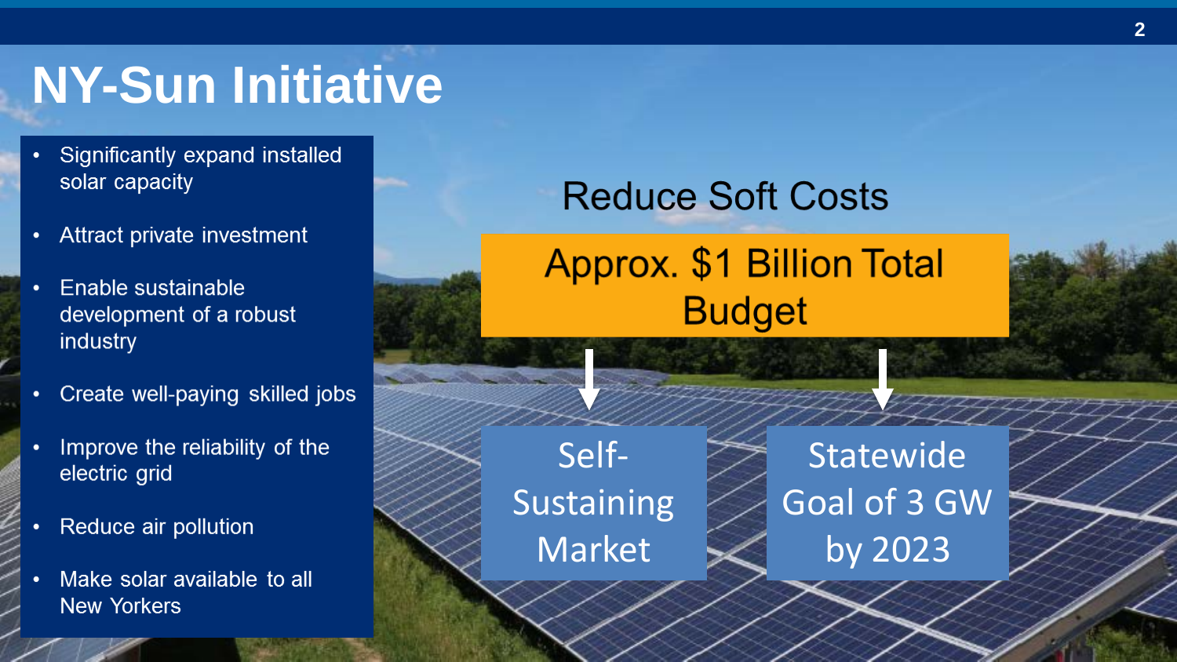# NY-Sun Initiative

- Significantly expand installed solar capacity
- Attract private investment
- Enable sustainable development of a robust industry
- Create well-paying skilled jobs
- Improve the reliability of the electric grid
- Reduce air pollution
- Make solar available to all New Yorkers

Reduce Soft Costs

**Approx. $1 Billion Total Budget**

Self-Sustaining Market

Statewide Goal of 3 GW by 2023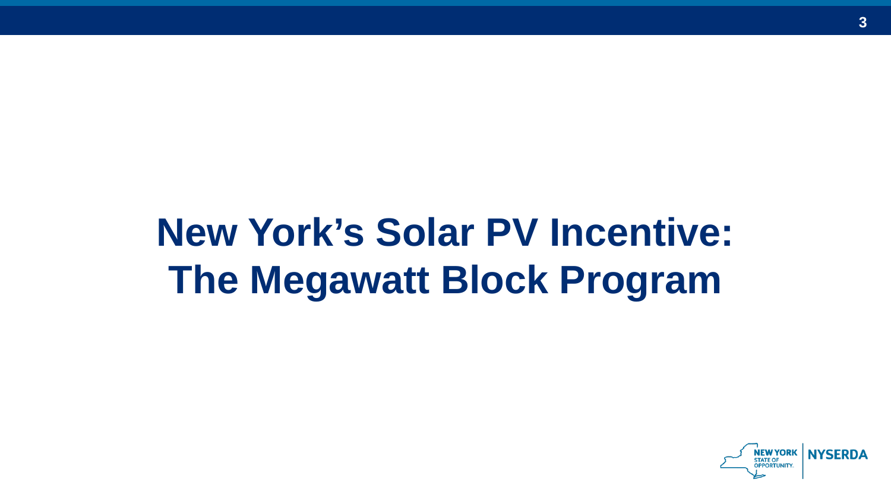# New York's Solar PV Incentive: The Megawatt Block Program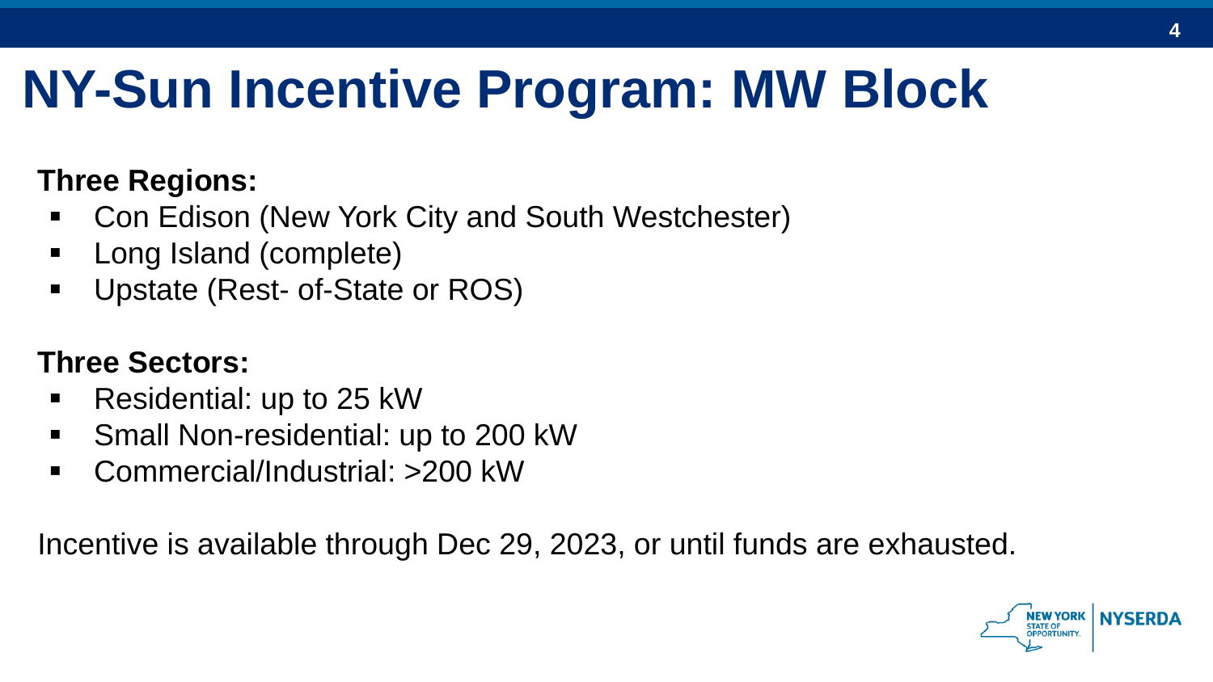# NY-Sun Incentive Program: MW Block

**Three Regions:**

- Con Edison (New York City and South Westchester)
- Long Island (complete)
- Upstate (Rest- of-State or ROS)

**Three Sectors:**

- Residential: up to 25 kW
- Small Non-residential: up to 200 kW
- Commercial/Industrial: >200 kW

Incentive is available through Dec 29, 2023, or until funds are exhausted.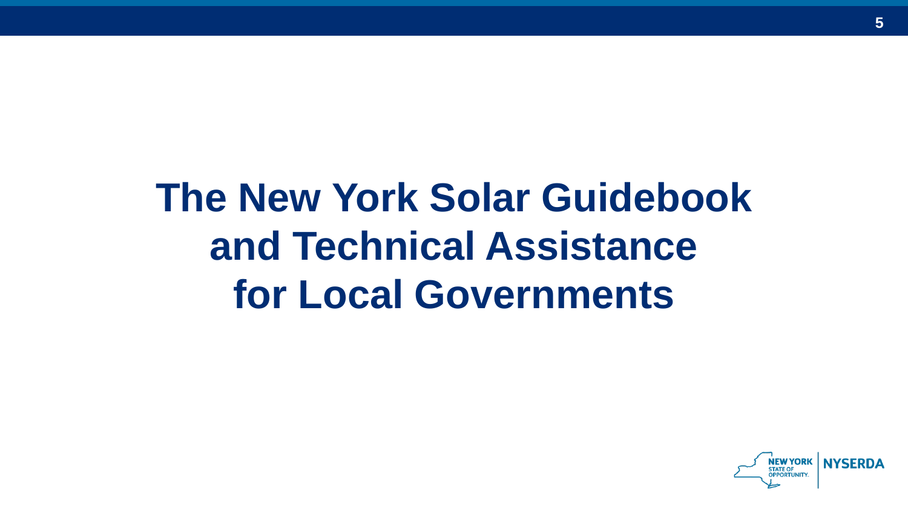# The New York Solar Guidebook and Technical Assistance for Local Governments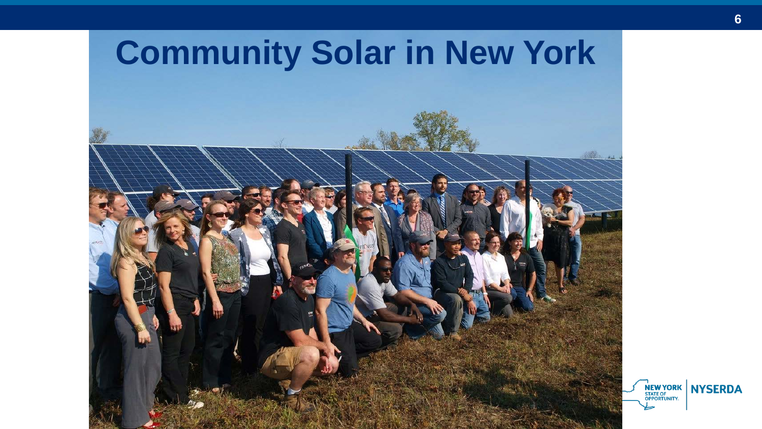# Community Solar in New York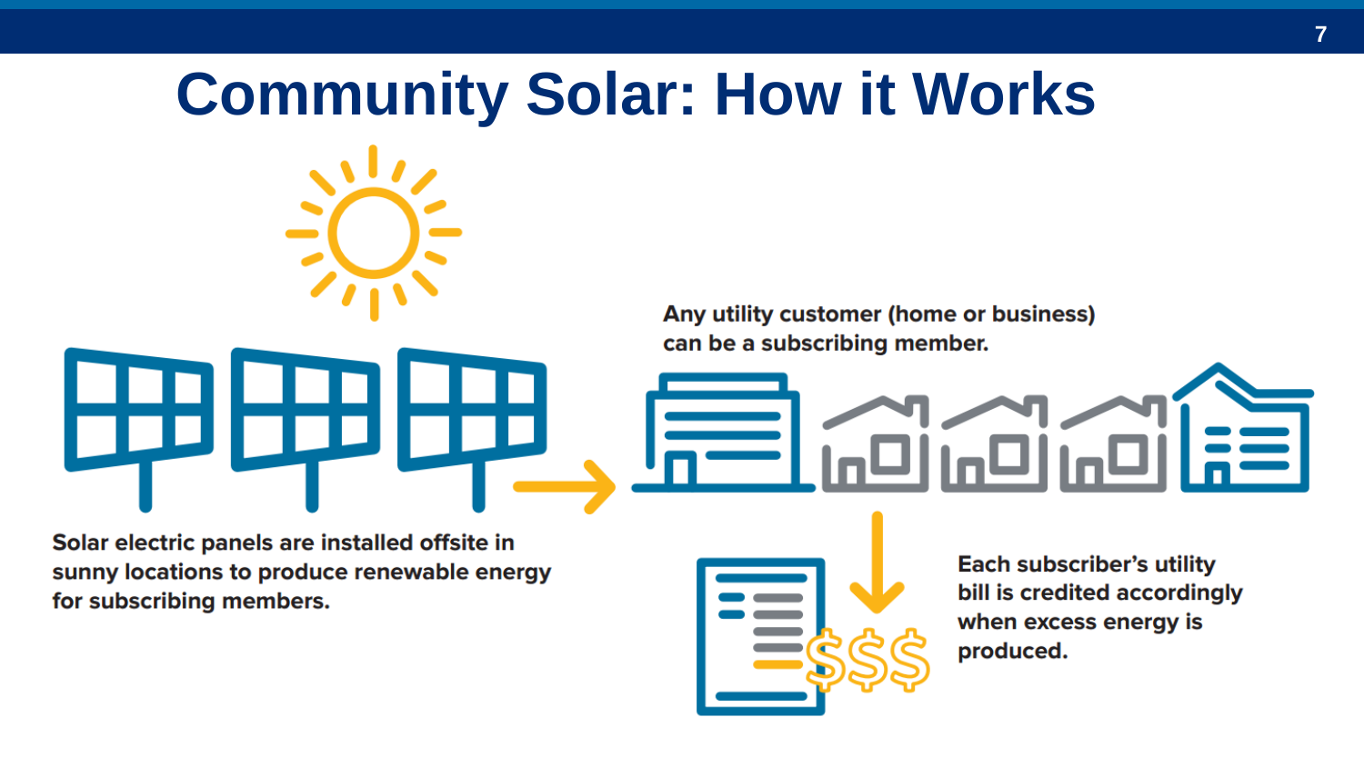# Community Solar: How it Works

Solar electric panels are installed offsite in sunny locations to produce renewable energy for subscribing members.

Any utility customer (home or business) can be a subscribing member.

Each subscriber's utility bill is credited accordingly when excess energy is produced.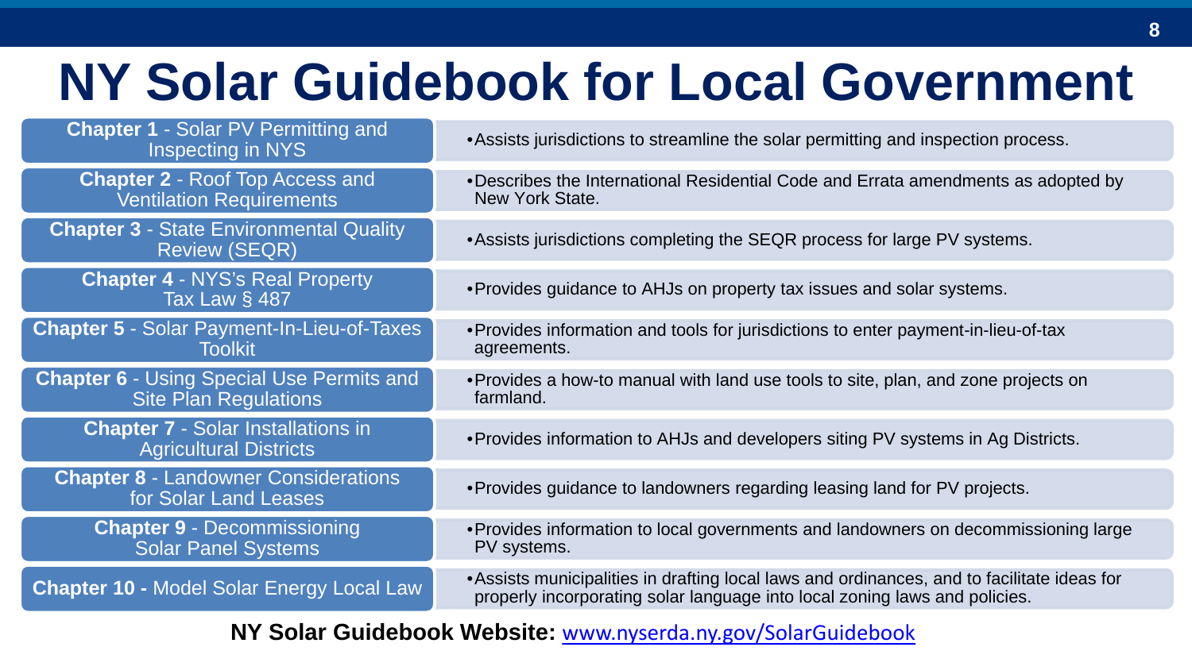# NY Solar Guidebook for Local Government

| Chapter | Description |
| --- | --- |
| **Chapter 1** - Solar PV Permitting and Inspecting in NYS | • Assists jurisdictions to streamline the solar permitting and inspection process. |
| **Chapter 2** - Roof Top Access and Ventilation Requirements | • Describes the International Residential Code and Errata amendments as adopted by New York State. |
| **Chapter 3** - State Environmental Quality Review (SEQR) | • Assists jurisdictions completing the SEQR process for large PV systems. |
| **Chapter 4** - NYS's Real Property Tax Law § 487 | • Provides guidance to AHJs on property tax issues and solar systems. |
| **Chapter 5** - Solar Payment-In-Lieu-of-Taxes Toolkit | • Provides information and tools for jurisdictions to enter payment-in-lieu-of-tax agreements. |
| **Chapter 6** - Using Special Use Permits and Site Plan Regulations | • Provides a how-to manual with land use tools to site, plan, and zone projects on farmland. |
| **Chapter 7** - Solar Installations in Agricultural Districts | • Provides information to AHJs and developers siting PV systems in Ag Districts. |
| **Chapter 8** - Landowner Considerations for Solar Land Leases | • Provides guidance to landowners regarding leasing land for PV projects. |
| **Chapter 9** - Decommissioning Solar Panel Systems | • Provides information to local governments and landowners on decommissioning large PV systems. |
| **Chapter 10 -** Model Solar Energy Local Law | • Assists municipalities in drafting local laws and ordinances, and to facilitate ideas for properly incorporating solar language into local zoning laws and policies. |

**NY Solar Guidebook Website:** [www.nyserda.ny.gov/SolarGuidebook](www.nyserda.ny.gov/SolarGuidebook)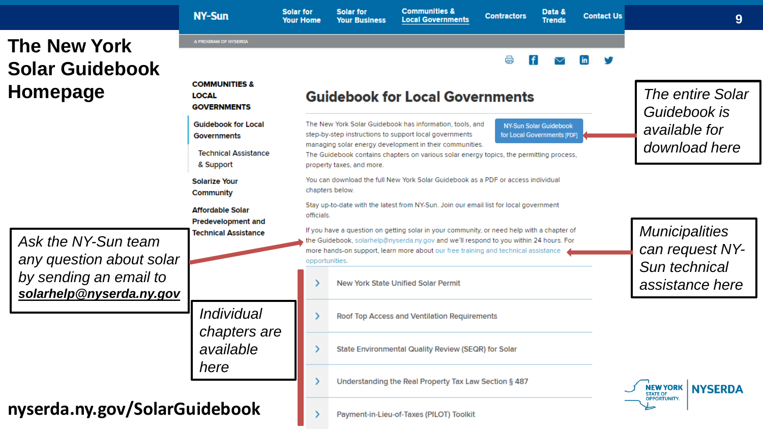# The New York Solar Guidebook Homepage

NY-Sun | Solar for Your Home | Solar for Your Business | Communities & Local Governments | Contractors | Data & Trends | Contact Us

A PROGRAM OF NYSERDA

**COMMUNITIES & LOCAL GOVERNMENTS**

- Guidebook for Local Governments
  - Technical Assistance & Support
- Solarize Your Community
- Affordable Solar Predevelopment and Technical Assistance

## Guidebook for Local Governments

The New York Solar Guidebook has information, tools, and step-by-step instructions to support local governments managing solar energy development in their communities. The Guidebook contains chapters on various solar energy topics, the permitting process, property taxes, and more.

NY-Sun Solar Guidebook for Local Governments [PDF]

You can download the full New York Solar Guidebook as a PDF or access individual chapters below.

Stay up-to-date with the latest from NY-Sun. Join our email list for local government officials.

If you have a question on getting solar in your community, or need help with a chapter of the Guidebook, solarhelp@nyserda.ny.gov and we'll respond to you within 24 hours. For more hands-on support, learn more about our free training and technical assistance opportunities.

- New York State Unified Solar Permit
- Roof Top Access and Ventilation Requirements
- State Environmental Quality Review (SEQR) for Solar
- Understanding the Real Property Tax Law Section § 487
- Payment-in-Lieu-of-Taxes (PILOT) Toolkit

*The entire Solar Guidebook is available for download here*

*Municipalities can request NY-Sun technical assistance here*

*Ask the NY-Sun team any question about solar by sending an email to* ***solarhelp@nyserda.ny.gov***

*Individual chapters are available here*

**nyserda.ny.gov/SolarGuidebook**

NEW YORK STATE OF OPPORTUNITY. | NYSERDA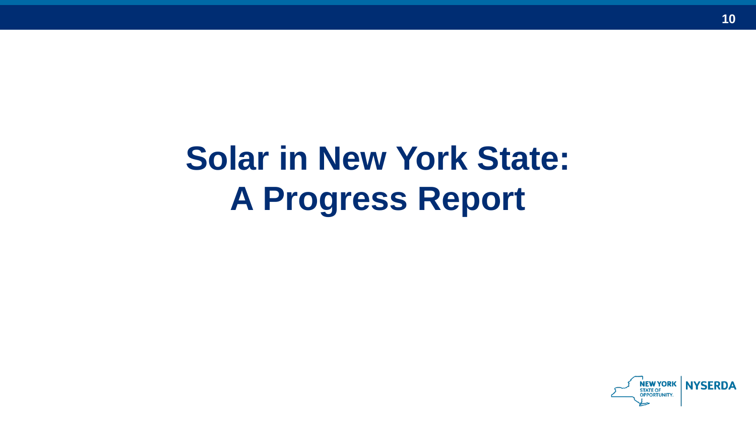# Solar in New York State: A Progress Report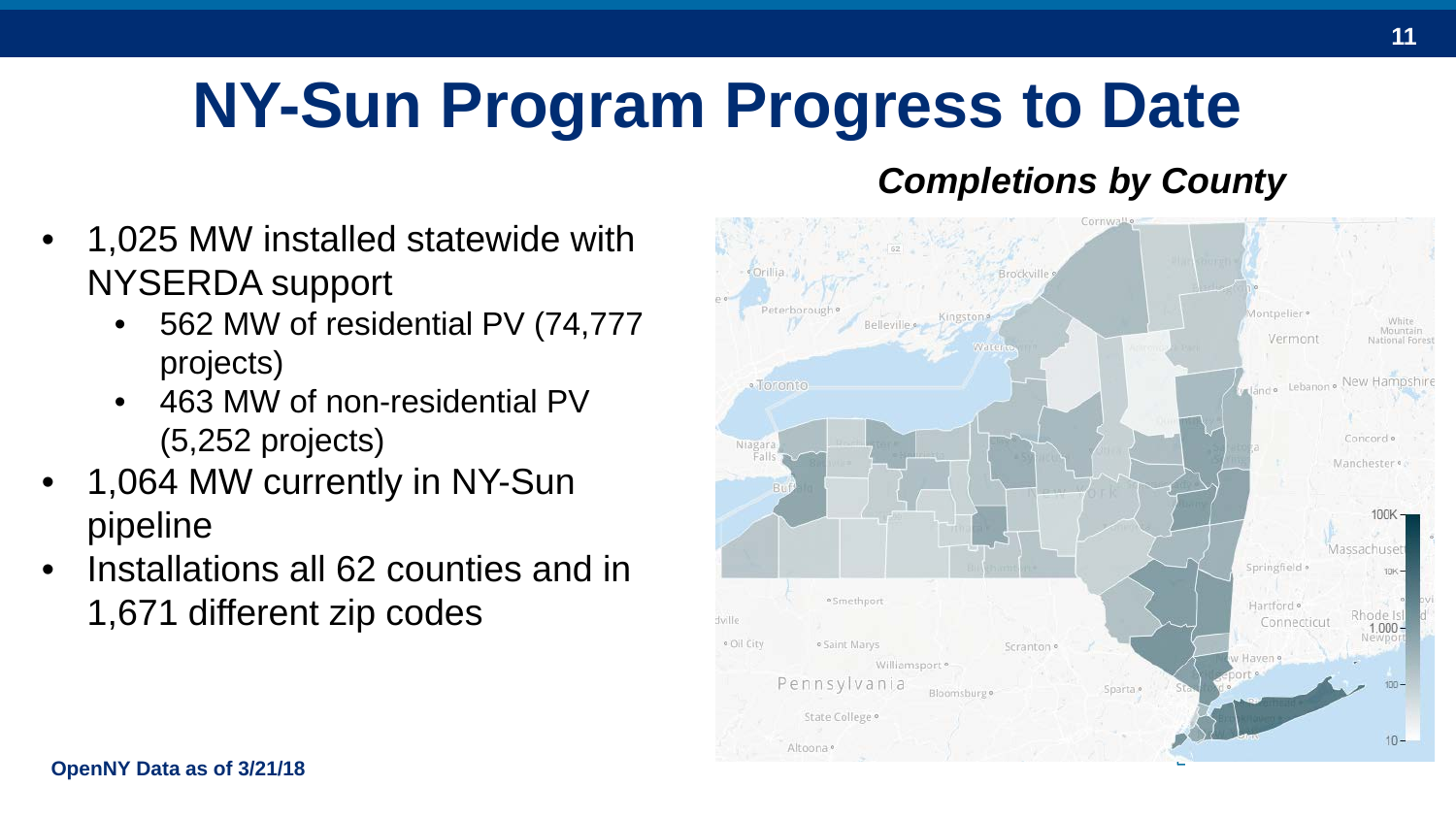# NY-Sun Program Progress to Date

- 1,025 MW installed statewide with NYSERDA support
  - 562 MW of residential PV (74,777 projects)
  - 463 MW of non-residential PV (5,252 projects)
- 1,064 MW currently in NY-Sun pipeline
- Installations all 62 counties and in 1,671 different zip codes

***Completions by County***

**OpenNY Data as of 3/21/18**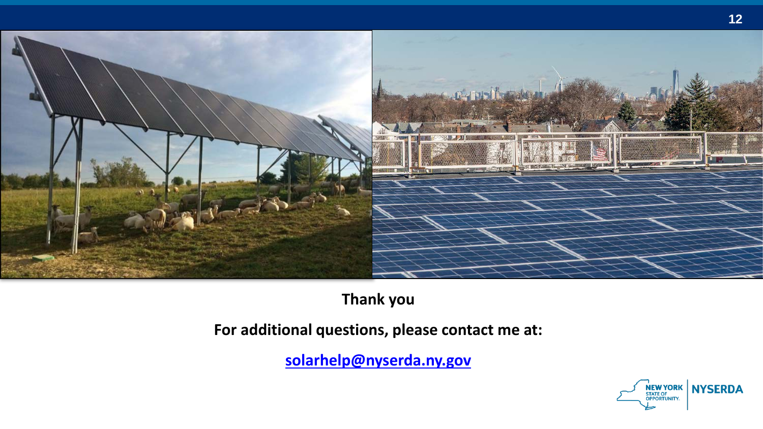**Thank you**

**For additional questions, please contact me at:**

**[solarhelp@nyserda.ny.gov](mailto:solarhelp@nyserda.ny.gov)**